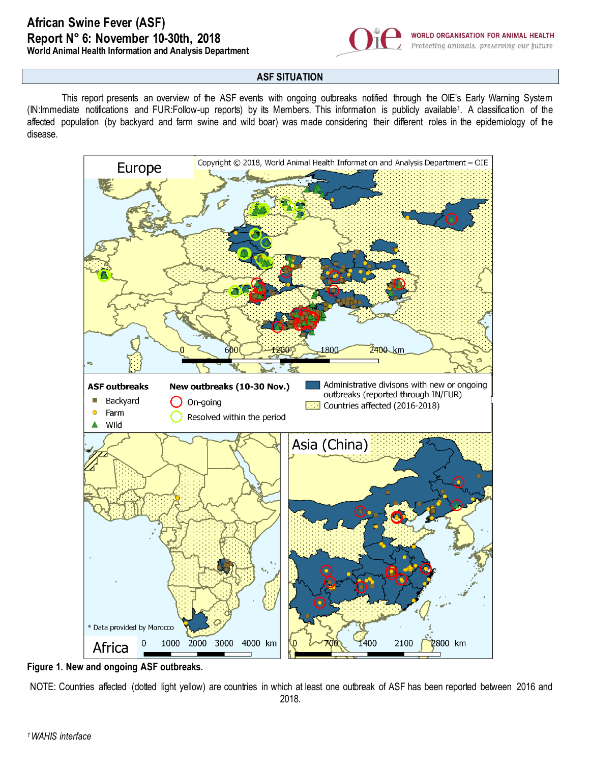# African Swine Fever (ASF)

## Report N° 6: November 10-30th, 2018

**World Animal Health Information and Analysis Department**

WORLD ORGANISATION FOR ANIMAL HEALTH
*Protecting animals, preserving our future*

## ASF SITUATION

This report presents an overview of the ASF events with ongoing outbreaks notified through the OIE's Early Warning System (IN:Immediate notifications and FUR:Follow-up reports) by its Members. This information is publicly available[1]. A classification of the affected population (by backyard and farm swine and wild boar) was made considering their different roles in the epidemiology of the disease.

**Figure 1. New and ongoing ASF outbreaks.**

NOTE: Countries affected (dotted light yellow) are countries in which at least one outbreak of ASF has been reported between 2016 and 2018.

[1] *WAHIS interface*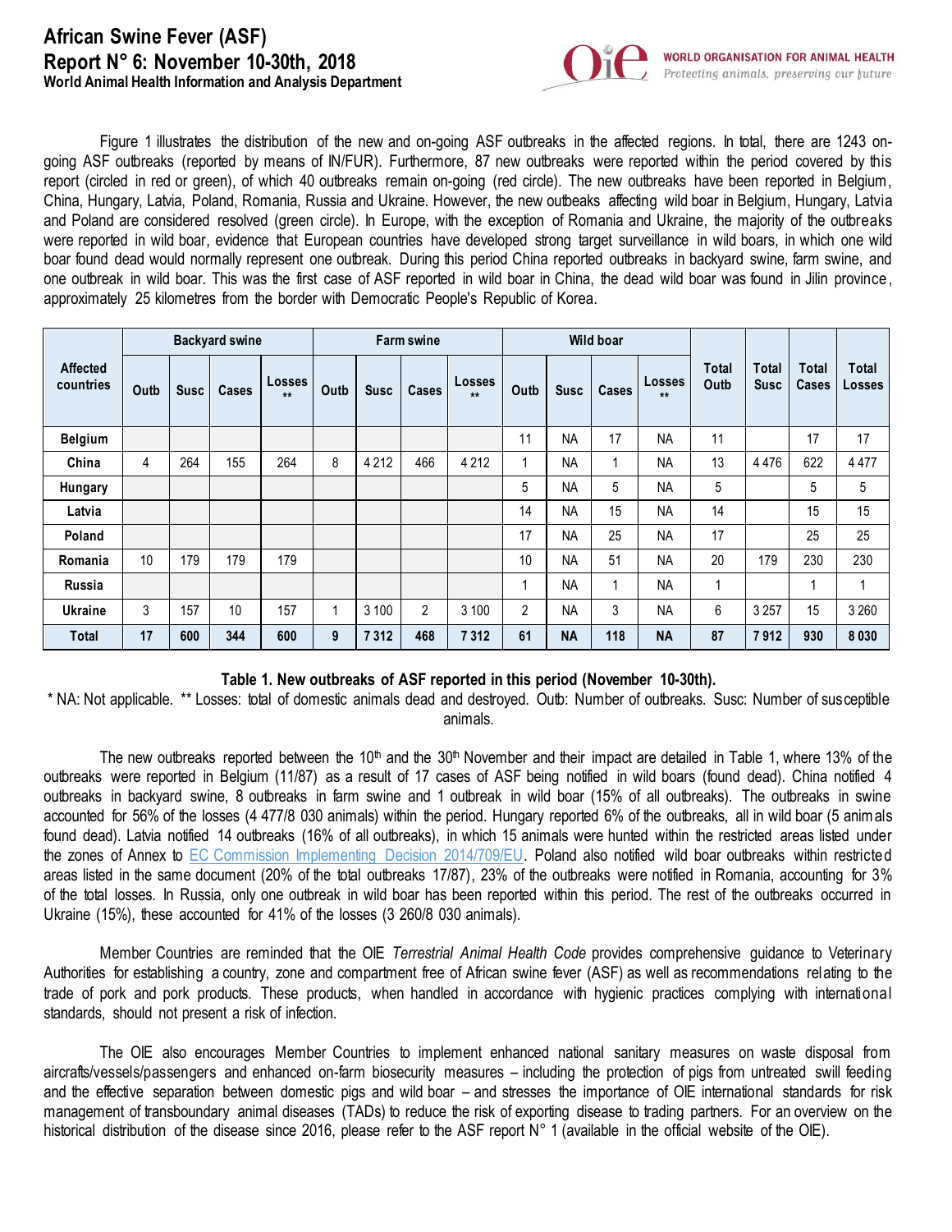# African Swine Fever (ASF)
## Report N° 6: November 10-30th, 2018
### World Animal Health Information and Analysis Department

WORLD ORGANISATION FOR ANIMAL HEALTH
*Protecting animals, preserving our future*

Figure 1 illustrates the distribution of the new and on-going ASF outbreaks in the affected regions. In total, there are 1243 on-going ASF outbreaks (reported by means of IN/FUR). Furthermore, 87 new outbreaks were reported within the period covered by this report (circled in red or green), of which 40 outbreaks remain on-going (red circle). The new outbreaks have been reported in Belgium, China, Hungary, Latvia, Poland, Romania, Russia and Ukraine. However, the new outbeaks affecting wild boar in Belgium, Hungary, Latvia and Poland are considered resolved (green circle). In Europe, with the exception of Romania and Ukraine, the majority of the outbreaks were reported in wild boar, evidence that European countries have developed strong target surveillance in wild boars, in which one wild boar found dead would normally represent one outbreak. During this period China reported outbreaks in backyard swine, farm swine, and one outbreak in wild boar. This was the first case of ASF reported in wild boar in China, the dead wild boar was found in Jilin province, approximately 25 kilometres from the border with Democratic People's Republic of Korea.

| Affected countries | Backyard swine | | | | Farm swine | | | | Wild boar | | | | Total Outb | Total Susc | Total Cases | Total Losses |
|---|---|---|---|---|---|---|---|---|---|---|---|---|---|---|---|---|
| | Outb | Susc | Cases | Losses ** | Outb | Susc | Cases | Losses ** | Outb | Susc | Cases | Losses ** | | | | |
| **Belgium** | | | | | | | | | 11 | NA | 17 | NA | 11 | | 17 | 17 |
| **China** | 4 | 264 | 155 | 264 | 8 | 4 212 | 466 | 4 212 | 1 | NA | 1 | NA | 13 | 4 476 | 622 | 4 477 |
| **Hungary** | | | | | | | | | 5 | NA | 5 | NA | 5 | | 5 | 5 |
| **Latvia** | | | | | | | | | 14 | NA | 15 | NA | 14 | | 15 | 15 |
| **Poland** | | | | | | | | | 17 | NA | 25 | NA | 17 | | 25 | 25 |
| **Romania** | 10 | 179 | 179 | 179 | | | | | 10 | NA | 51 | NA | 20 | 179 | 230 | 230 |
| **Russia** | | | | | | | | | 1 | NA | 1 | NA | 1 | | 1 | 1 |
| **Ukraine** | 3 | 157 | 10 | 157 | 1 | 3 100 | 2 | 3 100 | 2 | NA | 3 | NA | 6 | 3 257 | 15 | 3 260 |
| **Total** | **17** | **600** | **344** | **600** | **9** | **7 312** | **468** | **7 312** | **61** | **NA** | **118** | **NA** | **87** | **7 912** | **930** | **8 030** |

**Table 1. New outbreaks of ASF reported in this period (November 10-30th).**

\* NA: Not applicable. ** Losses: total of domestic animals dead and destroyed. Outb: Number of outbreaks. Susc: Number of susceptible animals.

The new outbreaks reported between the 10th and the 30th November and their impact are detailed in Table 1, where 13% of the outbreaks were reported in Belgium (11/87) as a result of 17 cases of ASF being notified in wild boars (found dead). China notified 4 outbreaks in backyard swine, 8 outbreaks in farm swine and 1 outbreak in wild boar (15% of all outbreaks). The outbreaks in swine accounted for 56% of the losses (4 477/8 030 animals) within the period. Hungary reported 6% of the outbreaks, all in wild boar (5 animals found dead). Latvia notified 14 outbreaks (16% of all outbreaks), in which 15 animals were hunted within the restricted areas listed under the zones of Annex to EC Commission Implementing Decision 2014/709/EU. Poland also notified wild boar outbreaks within restricted areas listed in the same document (20% of the total outbreaks 17/87), 23% of the outbreaks were notified in Romania, accounting for 3% of the total losses. In Russia, only one outbreak in wild boar has been reported within this period. The rest of the outbreaks occurred in Ukraine (15%), these accounted for 41% of the losses (3 260/8 030 animals).

Member Countries are reminded that the OIE *Terrestrial Animal Health Code* provides comprehensive guidance to Veterinary Authorities for establishing a country, zone and compartment free of African swine fever (ASF) as well as recommendations relating to the trade of pork and pork products. These products, when handled in accordance with hygienic practices complying with international standards, should not present a risk of infection.

The OIE also encourages Member Countries to implement enhanced national sanitary measures on waste disposal from aircrafts/vessels/passengers and enhanced on-farm biosecurity measures – including the protection of pigs from untreated swill feeding and the effective separation between domestic pigs and wild boar – and stresses the importance of OIE international standards for risk management of transboundary animal diseases (TADs) to reduce the risk of exporting disease to trading partners. For an overview on the historical distribution of the disease since 2016, please refer to the ASF report N° 1 (available in the official website of the OIE).